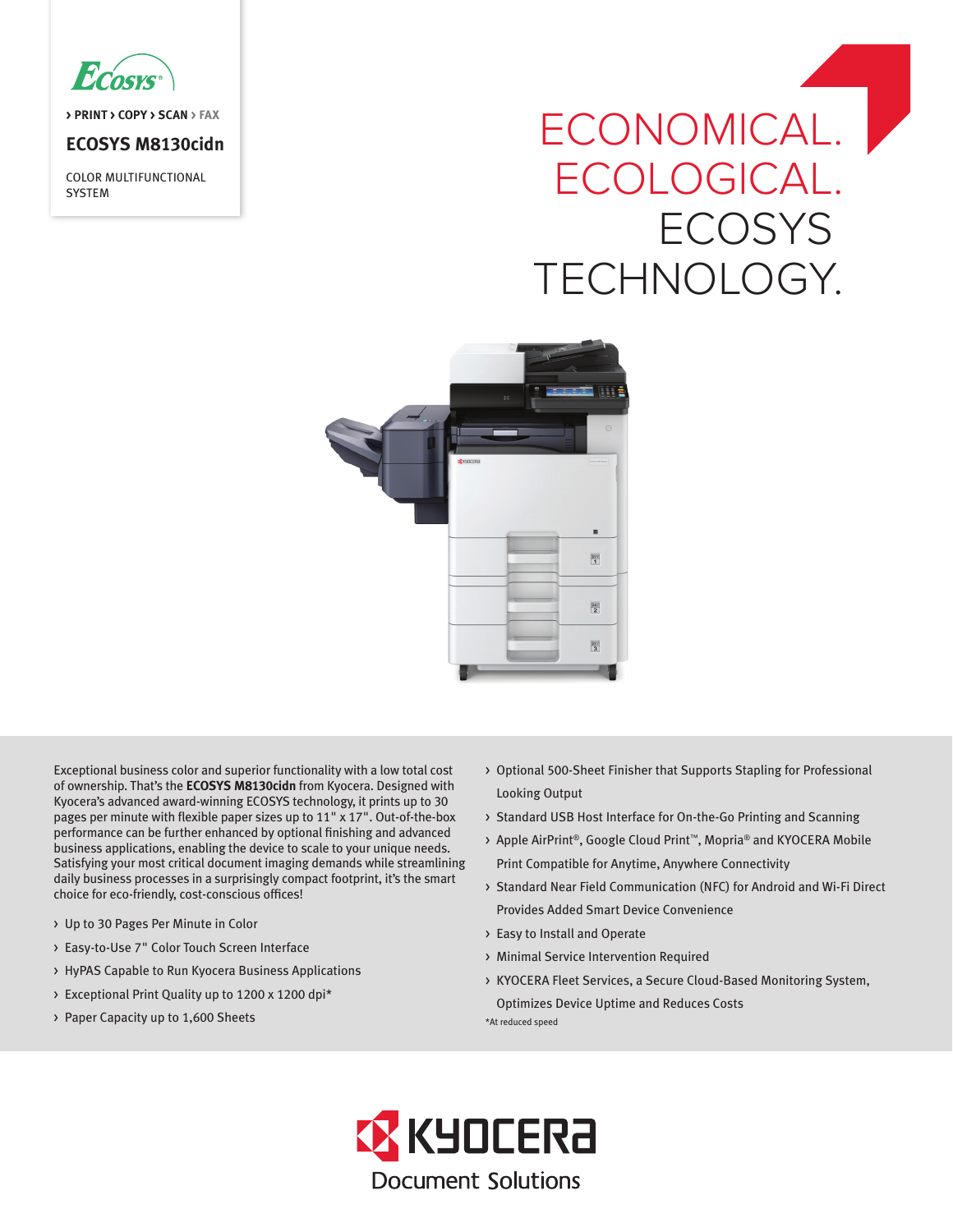ECOSYS

› PRINT › COPY › SCAN › FAX

## ECOSYS M8130cidn

COLOR MULTIFUNCTIONAL SYSTEM

# ECONOMICAL. ECOLOGICAL. ECOSYS TECHNOLOGY.

Exceptional business color and superior functionality with a low total cost of ownership. That's the **ECOSYS M8130cidn** from Kyocera. Designed with Kyocera's advanced award-winning ECOSYS technology, it prints up to 30 pages per minute with flexible paper sizes up to 11" x 17". Out-of-the-box performance can be further enhanced by optional finishing and advanced business applications, enabling the device to scale to your unique needs. Satisfying your most critical document imaging demands while streamlining daily business processes in a surprisingly compact footprint, it's the smart choice for eco-friendly, cost-conscious offices!

- Up to 30 Pages Per Minute in Color
- Easy-to-Use 7" Color Touch Screen Interface
- HyPAS Capable to Run Kyocera Business Applications
- Exceptional Print Quality up to 1200 x 1200 dpi*
- Paper Capacity up to 1,600 Sheets
- Optional 500-Sheet Finisher that Supports Stapling for Professional Looking Output
- Standard USB Host Interface for On-the-Go Printing and Scanning
- Apple AirPrint®, Google Cloud Print™, Mopria® and KYOCERA Mobile Print Compatible for Anytime, Anywhere Connectivity
- Standard Near Field Communication (NFC) for Android and Wi-Fi Direct Provides Added Smart Device Convenience
- Easy to Install and Operate
- Minimal Service Intervention Required
- KYOCERA Fleet Services, a Secure Cloud-Based Monitoring System, Optimizes Device Uptime and Reduces Costs

*At reduced speed

KYOCERA Document Solutions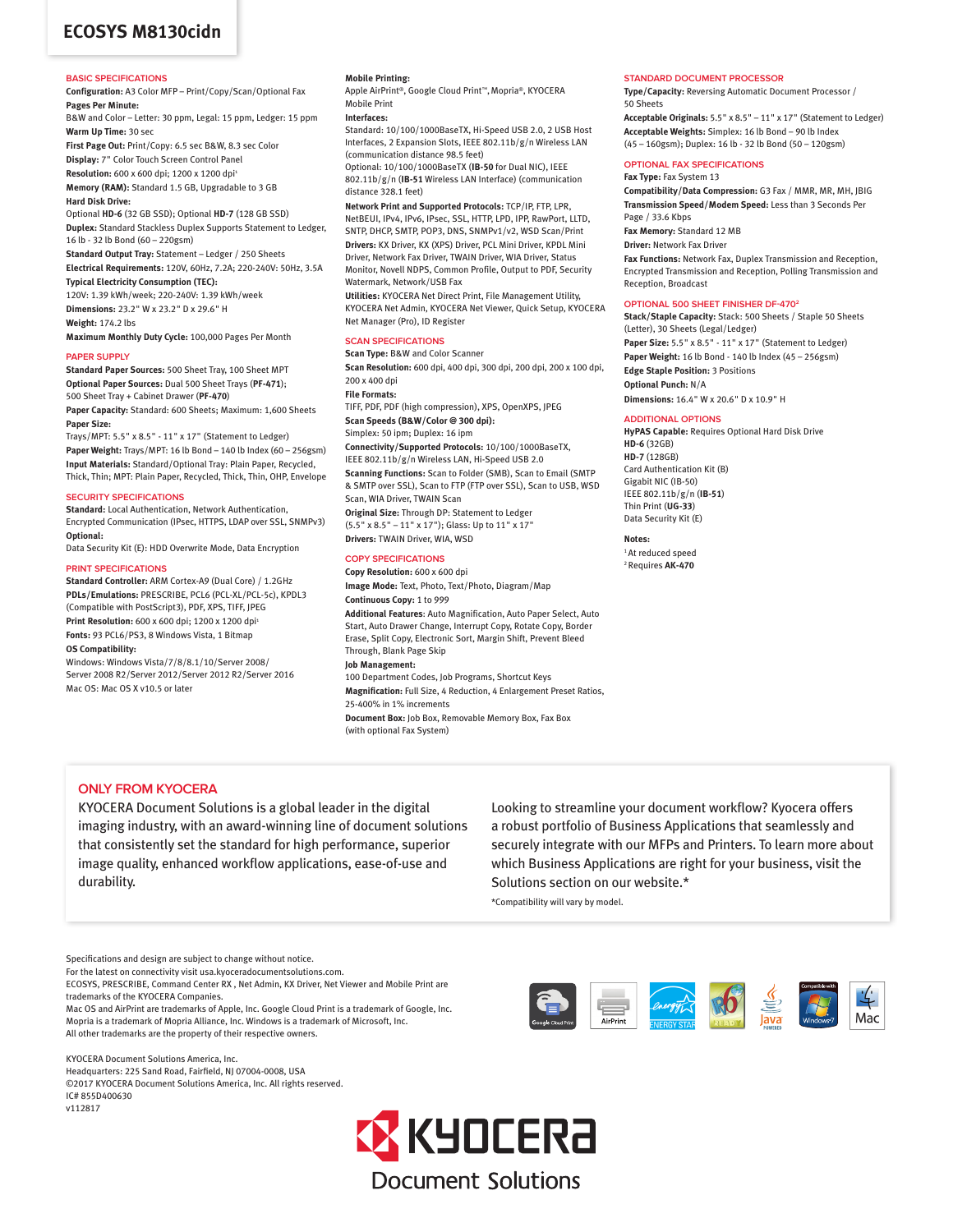# ECOSYS M8130cidn

## BASIC SPECIFICATIONS

**Configuration:** A3 Color MFP – Print/Copy/Scan/Optional Fax

**Pages Per Minute:**
B&W and Color – Letter: 30 ppm, Legal: 15 ppm, Ledger: 15 ppm

**Warm Up Time:** 30 sec

**First Page Out:** Print/Copy: 6.5 sec B&W, 8.3 sec Color

**Display:** 7" Color Touch Screen Control Panel

**Resolution:** 600 x 600 dpi; 1200 x 1200 dpi[1]

**Memory (RAM):** Standard 1.5 GB, Upgradable to 3 GB

**Hard Disk Drive:**
Optional **HD-6** (32 GB SSD); Optional **HD-7** (128 GB SSD)

**Duplex:** Standard Stackless Duplex Supports Statement to Ledger, 16 lb - 32 lb Bond (60 – 220gsm)

**Standard Output Tray:** Statement – Ledger / 250 Sheets

**Electrical Requirements:** 120V, 60Hz, 7.2A; 220-240V: 50Hz, 3.5A

**Typical Electricity Consumption (TEC):**
120V: 1.39 kWh/week; 220-240V: 1.39 kWh/week

**Dimensions:** 23.2" W x 23.2" D x 29.6" H

**Weight:** 174.2 lbs

**Maximum Monthly Duty Cycle:** 100,000 Pages Per Month

## PAPER SUPPLY

**Standard Paper Sources:** 500 Sheet Tray, 100 Sheet MPT

**Optional Paper Sources:** Dual 500 Sheet Trays (**PF-471**); 500 Sheet Tray + Cabinet Drawer (**PF-470**)

**Paper Capacity:** Standard: 600 Sheets; Maximum: 1,600 Sheets

**Paper Size:**
Trays/MPT: 5.5" x 8.5" - 11" x 17" (Statement to Ledger)

**Paper Weight:** Trays/MPT: 16 lb Bond – 140 lb Index (60 – 256gsm)

**Input Materials:** Standard/Optional Tray: Plain Paper, Recycled, Thick, Thin; MPT: Plain Paper, Recycled, Thick, Thin, OHP, Envelope

## SECURITY SPECIFICATIONS

**Standard:** Local Authentication, Network Authentication, Encrypted Communication (IPsec, HTTPS, LDAP over SSL, SNMPv3)

**Optional:**
Data Security Kit (E): HDD Overwrite Mode, Data Encryption

## PRINT SPECIFICATIONS

**Standard Controller:** ARM Cortex-A9 (Dual Core) / 1.2GHz

**PDLs/Emulations:** PRESCRIBE, PCL6 (PCL-XL/PCL-5c), KPDL3 (Compatible with PostScript3), PDF, XPS, TIFF, JPEG

**Print Resolution:** 600 x 600 dpi; 1200 x 1200 dpi[1]

**Fonts:** 93 PCL6/PS3, 8 Windows Vista, 1 Bitmap

**OS Compatibility:**
Windows: Windows Vista/7/8/8.1/10/Server 2008/ Server 2008 R2/Server 2012/Server 2012 R2/Server 2016
Mac OS: Mac OS X v10.5 or later

**Mobile Printing:**
Apple AirPrint®, Google Cloud Print™, Mopria®, KYOCERA Mobile Print

**Interfaces:**
Standard: 10/100/1000BaseTX, Hi-Speed USB 2.0, 2 USB Host Interfaces, 2 Expansion Slots, IEEE 802.11b/g/n Wireless LAN (communication distance 98.5 feet)
Optional: 10/100/1000BaseTX (**IB-50** for Dual NIC), IEEE 802.11b/g/n (**IB-51** Wireless LAN Interface) (communication distance 328.1 feet)

**Network Print and Supported Protocols:** TCP/IP, FTP, LPR, NetBEUI, IPv4, IPv6, IPsec, SSL, HTTP, LPD, IPP, RawPort, LLTD, SNTP, DHCP, SMTP, POP3, DNS, SNMPv1/v2, WSD Scan/Print

**Drivers:** KX Driver, KX (XPS) Driver, PCL Mini Driver, KPDL Mini Driver, Network Fax Driver, TWAIN Driver, WIA Driver, Status Monitor, Novell NDPS, Common Profile, Output to PDF, Security Watermark, Network/USB Fax

**Utilities:** KYOCERA Net Direct Print, File Management Utility, KYOCERA Net Admin, KYOCERA Net Viewer, Quick Setup, KYOCERA Net Manager (Pro), ID Register

## SCAN SPECIFICATIONS

**Scan Type:** B&W and Color Scanner

**Scan Resolution:** 600 dpi, 400 dpi, 300 dpi, 200 dpi, 200 x 100 dpi, 200 x 400 dpi

**File Formats:**
TIFF, PDF, PDF (high compression), XPS, OpenXPS, JPEG

**Scan Speeds (B&W/Color @ 300 dpi):**
Simplex: 50 ipm; Duplex: 16 ipm

**Connectivity/Supported Protocols:** 10/100/1000BaseTX, IEEE 802.11b/g/n Wireless LAN, Hi-Speed USB 2.0

**Scanning Functions:** Scan to Folder (SMB), Scan to Email (SMTP & SMTP over SSL), Scan to FTP (FTP over SSL), Scan to USB, WSD Scan, WIA Driver, TWAIN Scan

**Original Size:** Through DP: Statement to Ledger (5.5" x 8.5" – 11" x 17"); Glass: Up to 11" x 17"

**Drivers:** TWAIN Driver, WIA, WSD

## COPY SPECIFICATIONS

**Copy Resolution:** 600 x 600 dpi

**Image Mode:** Text, Photo, Text/Photo, Diagram/Map

**Continuous Copy:** 1 to 999

**Additional Features:** Auto Magnification, Auto Paper Select, Auto Start, Auto Drawer Change, Interrupt Copy, Rotate Copy, Border Erase, Split Copy, Electronic Sort, Margin Shift, Prevent Bleed Through, Blank Page Skip

**Job Management:**
100 Department Codes, Job Programs, Shortcut Keys

**Magnification:** Full Size, 4 Reduction, 4 Enlargement Preset Ratios, 25-400% in 1% increments

**Document Box:** Job Box, Removable Memory Box, Fax Box (with optional Fax System)

## STANDARD DOCUMENT PROCESSOR

**Type/Capacity:** Reversing Automatic Document Processor / 50 Sheets

**Acceptable Originals:** 5.5" x 8.5" – 11" x 17" (Statement to Ledger)

**Acceptable Weights:** Simplex: 16 lb Bond – 90 lb Index (45 – 160gsm); Duplex: 16 lb - 32 lb Bond (50 – 120gsm)

## OPTIONAL FAX SPECIFICATIONS

**Fax Type:** Fax System 13

**Compatibility/Data Compression:** G3 Fax / MMR, MR, MH, JBIG

**Transmission Speed/Modem Speed:** Less than 3 Seconds Per Page / 33.6 Kbps

**Fax Memory:** Standard 12 MB

**Driver:** Network Fax Driver

**Fax Functions:** Network Fax, Duplex Transmission and Reception, Encrypted Transmission and Reception, Polling Transmission and Reception, Broadcast

## OPTIONAL 500 SHEET FINISHER DF-470[2]

**Stack/Staple Capacity:** Stack: 500 Sheets / Staple 50 Sheets (Letter), 30 Sheets (Legal/Ledger)

**Paper Size:** 5.5" x 8.5" - 11" x 17" (Statement to Ledger)

**Paper Weight:** 16 lb Bond - 140 lb Index (45 – 256gsm)

**Edge Staple Position:** 3 Positions

**Optional Punch:** N/A

**Dimensions:** 16.4" W x 20.6" D x 10.9" H

## ADDITIONAL OPTIONS

**HyPAS Capable:** Requires Optional Hard Disk Drive

**HD-6** (32GB)

**HD-7** (128GB)

Card Authentication Kit (B)

Gigabit NIC (IB-50)

IEEE 802.11b/g/n (**IB-51**)

Thin Print (**UG-33**)

Data Security Kit (E)

**Notes:**
[1] At reduced speed
[2] Requires **AK-470**

## ONLY FROM KYOCERA

KYOCERA Document Solutions is a global leader in the digital imaging industry, with an award-winning line of document solutions that consistently set the standard for high performance, superior image quality, enhanced workflow applications, ease-of-use and durability.

Looking to streamline your document workflow? Kyocera offers a robust portfolio of Business Applications that seamlessly and securely integrate with our MFPs and Printers. To learn more about which Business Applications are right for your business, visit the Solutions section on our website.*

*Compatibility will vary by model.

Specifications and design are subject to change without notice.
For the latest on connectivity visit usa.kyoceradocumentsolutions.com.
ECOSYS, PRESCRIBE, Command Center RX , Net Admin, KX Driver, Net Viewer and Mobile Print are trademarks of the KYOCERA Companies.
Mac OS and AirPrint are trademarks of Apple, Inc. Google Cloud Print is a trademark of Google, Inc.
Mopria is a trademark of Mopria Alliance, Inc. Windows is a trademark of Microsoft, Inc.
All other trademarks are the property of their respective owners.

KYOCERA Document Solutions America, Inc.
Headquarters: 225 Sand Road, Fairfield, NJ 07004-0008, USA
©2017 KYOCERA Document Solutions America, Inc. All rights reserved.
IC# 855D400630
v112817

KYOCERA Document Solutions